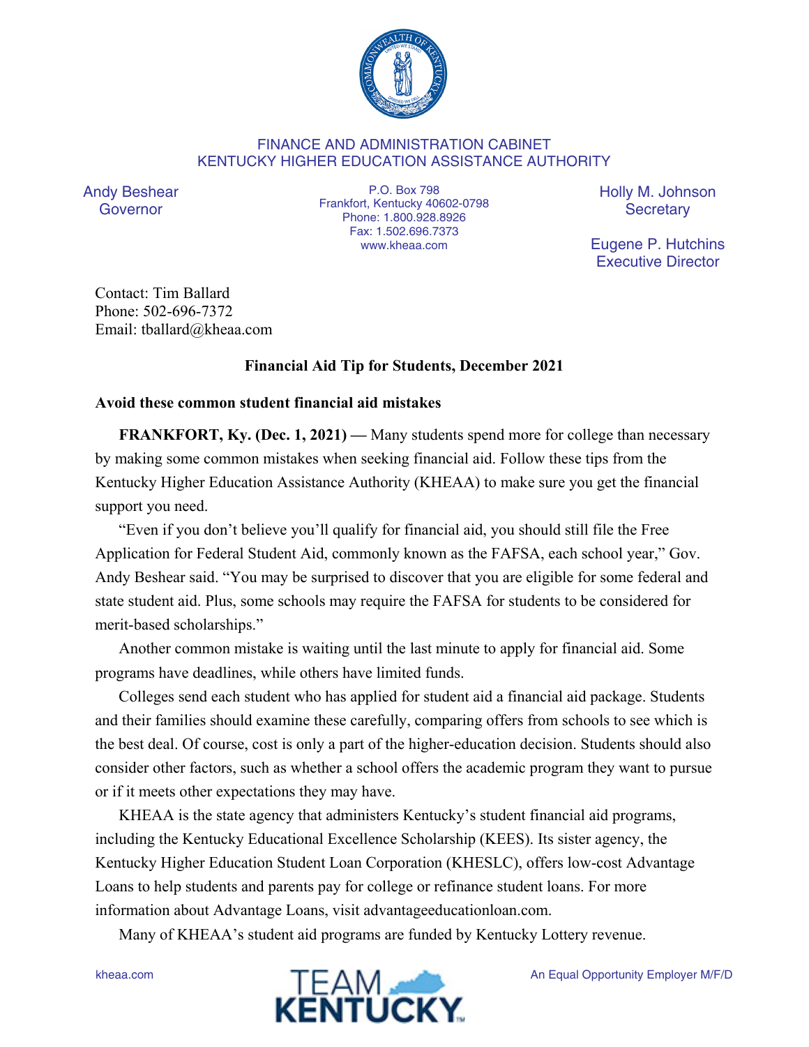FINANCE AND ADMINISTRATION CABINET
KENTUCKY HIGHER EDUCATION ASSISTANCE AUTHORITY

Andy Beshear
Governor

P.O. Box 798
Frankfort, Kentucky 40602-0798
Phone: 1.800.928.8926
Fax: 1.502.696.7373
www.kheaa.com

Holly M. Johnson
Secretary

Eugene P. Hutchins
Executive Director

Contact: Tim Ballard
Phone: 502-696-7372
Email: tballard@kheaa.com

**Financial Aid Tip for Students, December 2021**

**Avoid these common student financial aid mistakes**

**FRANKFORT, Ky. (Dec. 1, 2021) —** Many students spend more for college than necessary by making some common mistakes when seeking financial aid. Follow these tips from the Kentucky Higher Education Assistance Authority (KHEAA) to make sure you get the financial support you need.

"Even if you don't believe you'll qualify for financial aid, you should still file the Free Application for Federal Student Aid, commonly known as the FAFSA, each school year," Gov. Andy Beshear said. "You may be surprised to discover that you are eligible for some federal and state student aid. Plus, some schools may require the FAFSA for students to be considered for merit-based scholarships."

Another common mistake is waiting until the last minute to apply for financial aid. Some programs have deadlines, while others have limited funds.

Colleges send each student who has applied for student aid a financial aid package. Students and their families should examine these carefully, comparing offers from schools to see which is the best deal. Of course, cost is only a part of the higher-education decision. Students should also consider other factors, such as whether a school offers the academic program they want to pursue or if it meets other expectations they may have.

KHEAA is the state agency that administers Kentucky's student financial aid programs, including the Kentucky Educational Excellence Scholarship (KEES). Its sister agency, the Kentucky Higher Education Student Loan Corporation (KHESLC), offers low-cost Advantage Loans to help students and parents pay for college or refinance student loans. For more information about Advantage Loans, visit advantageeducationloan.com.

Many of KHEAA's student aid programs are funded by Kentucky Lottery revenue.

kheaa.com

An Equal Opportunity Employer M/F/D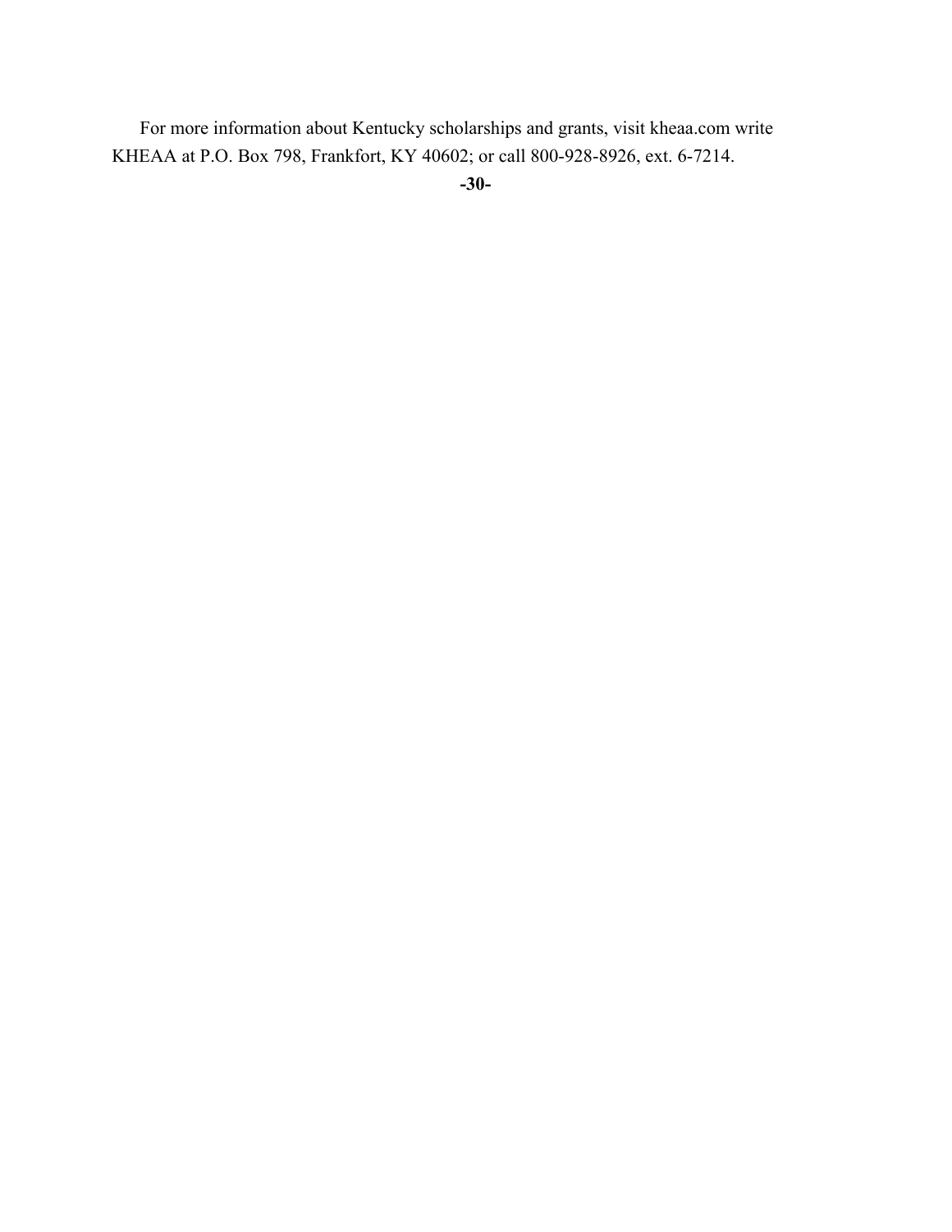For more information about Kentucky scholarships and grants, visit kheaa.com write KHEAA at P.O. Box 798, Frankfort, KY 40602; or call 800-928-8926, ext. 6-7214.

**-30-**